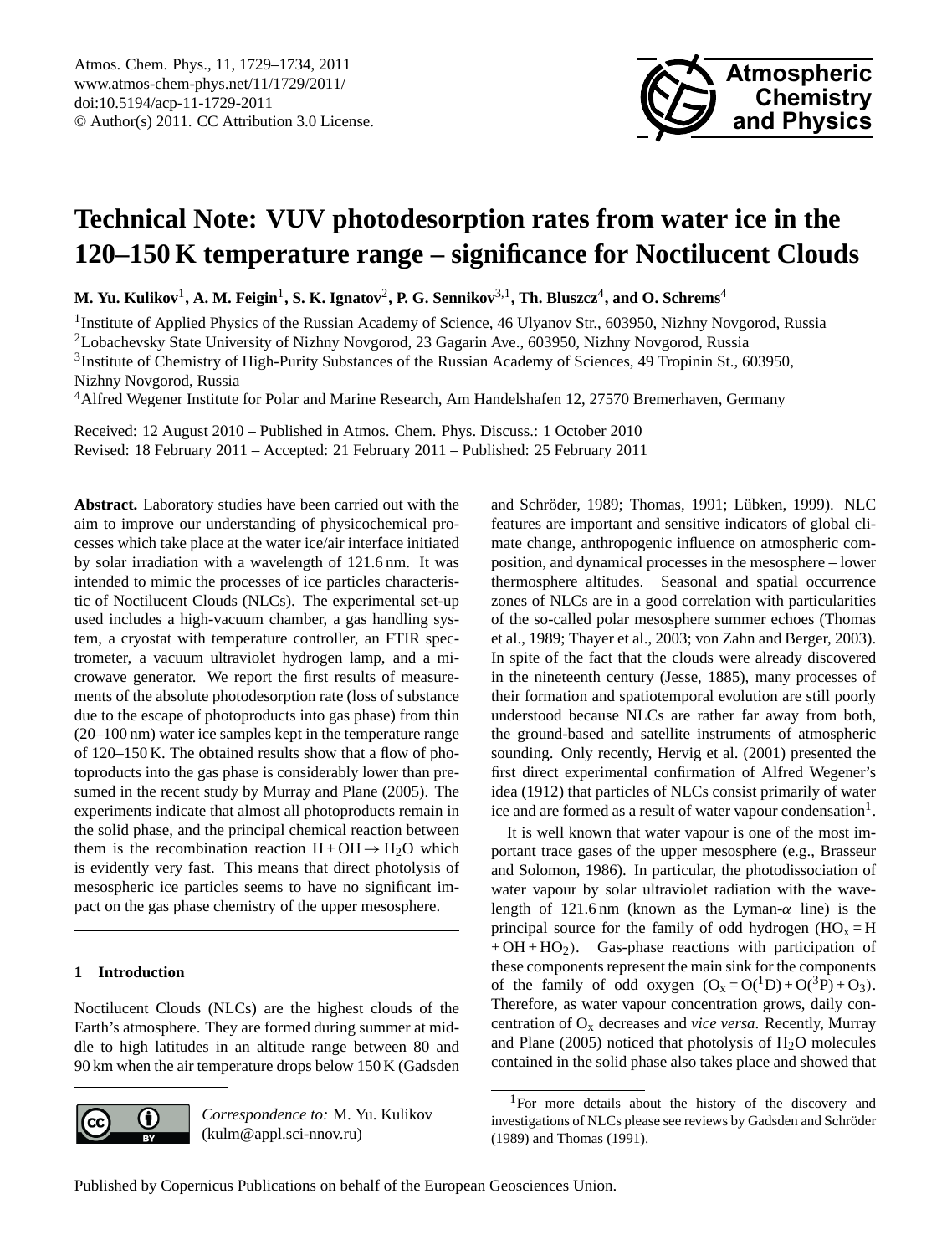# Technical Note: VUV photodesorption rates from water ice in the 120–150 K temperature range – significance for Noctilucent Clouds

**M. Yu. Kulikov[1], A. M. Feigin[1], S. K. Ignatov[2], P. G. Sennikov[3,1], Th. Bluszcz[4], and O. Schrems[4]**

[1]Institute of Applied Physics of the Russian Academy of Science, 46 Ulyanov Str., 603950, Nizhny Novgorod, Russia
[2]Lobachevsky State University of Nizhny Novgorod, 23 Gagarin Ave., 603950, Nizhny Novgorod, Russia
[3]Institute of Chemistry of High-Purity Substances of the Russian Academy of Sciences, 49 Tropinin St., 603950, Nizhny Novgorod, Russia
[4]Alfred Wegener Institute for Polar and Marine Research, Am Handelshafen 12, 27570 Bremerhaven, Germany

Received: 12 August 2010 – Published in Atmos. Chem. Phys. Discuss.: 1 October 2010
Revised: 18 February 2011 – Accepted: 21 February 2011 – Published: 25 February 2011

**Abstract.** Laboratory studies have been carried out with the aim to improve our understanding of physicochemical processes which take place at the water ice/air interface initiated by solar irradiation with a wavelength of 121.6 nm. It was intended to mimic the processes of ice particles characteristic of Noctilucent Clouds (NLCs). The experimental set-up used includes a high-vacuum chamber, a gas handling system, a cryostat with temperature controller, an FTIR spectrometer, a vacuum ultraviolet hydrogen lamp, and a microwave generator. We report the first results of measurements of the absolute photodesorption rate (loss of substance due to the escape of photoproducts into gas phase) from thin (20–100 nm) water ice samples kept in the temperature range of 120–150 K. The obtained results show that a flow of photoproducts into the gas phase is considerably lower than presumed in the recent study by Murray and Plane (2005). The experiments indicate that almost all photoproducts remain in the solid phase, and the principal chemical reaction between them is the recombination reaction $H + OH \rightarrow H_2O$ which is evidently very fast. This means that direct photolysis of mesospheric ice particles seems to have no significant impact on the gas phase chemistry of the upper mesosphere.

## 1 Introduction

Noctilucent Clouds (NLCs) are the highest clouds of the Earth's atmosphere. They are formed during summer at middle to high latitudes in an altitude range between 80 and 90 km when the air temperature drops below 150 K (Gadsden and Schröder, 1989; Thomas, 1991; Lübken, 1999). NLC features are important and sensitive indicators of global climate change, anthropogenic influence on atmospheric composition, and dynamical processes in the mesosphere – lower thermosphere altitudes. Seasonal and spatial occurrence zones of NLCs are in a good correlation with particularities of the so-called polar mesosphere summer echoes (Thomas et al., 1989; Thayer et al., 2003; von Zahn and Berger, 2003). In spite of the fact that the clouds were already discovered in the nineteenth century (Jesse, 1885), many processes of their formation and spatiotemporal evolution are still poorly understood because NLCs are rather far away from both, the ground-based and satellite instruments of atmospheric sounding. Only recently, Hervig et al. (2001) presented the first direct experimental confirmation of Alfred Wegener's idea (1912) that particles of NLCs consist primarily of water ice and are formed as a result of water vapour condensation[1].

It is well known that water vapour is one of the most important trace gases of the upper mesosphere (e.g., Brasseur and Solomon, 1986). In particular, the photodissociation of water vapour by solar ultraviolet radiation with the wavelength of 121.6 nm (known as the Lyman-$\alpha$ line) is the principal source for the family of odd hydrogen ($HO_x = H + OH + HO_2$). Gas-phase reactions with participation of these components represent the main sink for the components of the family of odd oxygen ($O_x = O(^1D) + O(^3P) + O_3$). Therefore, as water vapour concentration grows, daily concentration of $O_x$ decreases and *vice versa*. Recently, Murray and Plane (2005) noticed that photolysis of $H_2O$ molecules contained in the solid phase also takes place and showed that

*Correspondence to:* M. Yu. Kulikov (kulm@appl.sci-nnov.ru)

[1]For more details about the history of the discovery and investigations of NLCs please see reviews by Gadsden and Schröder (1989) and Thomas (1991).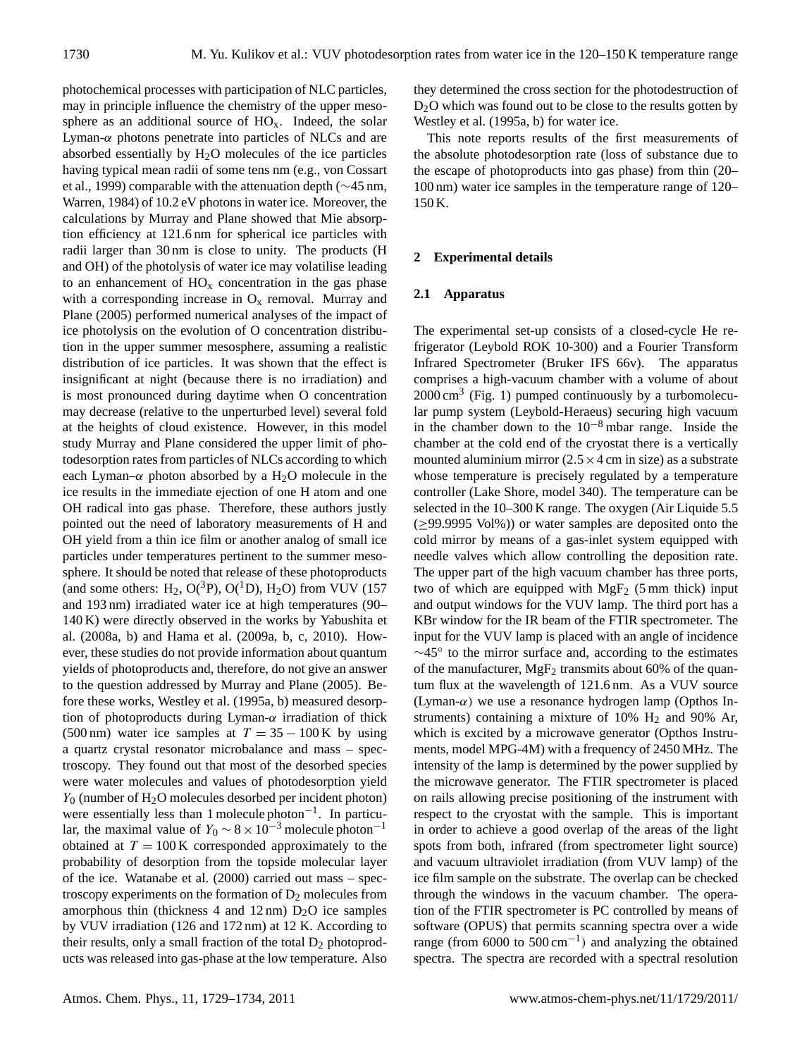photochemical processes with participation of NLC particles, may in principle influence the chemistry of the upper mesosphere as an additional source of $HO_x$. Indeed, the solar Lyman-$\alpha$ photons penetrate into particles of NLCs and are absorbed essentially by $H_2O$ molecules of the ice particles having typical mean radii of some tens nm (e.g., von Cossart et al., 1999) comparable with the attenuation depth (∼45 nm, Warren, 1984) of 10.2 eV photons in water ice. Moreover, the calculations by Murray and Plane showed that Mie absorption efficiency at 121.6 nm for spherical ice particles with radii larger than 30 nm is close to unity. The products (H and OH) of the photolysis of water ice may volatilise leading to an enhancement of $HO_x$ concentration in the gas phase with a corresponding increase in $O_x$ removal. Murray and Plane (2005) performed numerical analyses of the impact of ice photolysis on the evolution of O concentration distribution in the upper summer mesosphere, assuming a realistic distribution of ice particles. It was shown that the effect is insignificant at night (because there is no irradiation) and is most pronounced during daytime when O concentration may decrease (relative to the unperturbed level) several fold at the heights of cloud existence. However, in this model study Murray and Plane considered the upper limit of photodesorption rates from particles of NLCs according to which each Lyman–$\alpha$ photon absorbed by a $H_2O$ molecule in the ice results in the immediate ejection of one H atom and one OH radical into gas phase. Therefore, these authors justly pointed out the need of laboratory measurements of H and OH yield from a thin ice film or another analog of small ice particles under temperatures pertinent to the summer mesosphere. It should be noted that release of these photoproducts (and some others: $H_2$, $O(^3P)$, $O(^1D)$, $H_2O$) from VUV (157 and 193 nm) irradiated water ice at high temperatures (90–140 K) were directly observed in the works by Yabushita et al. (2008a, b) and Hama et al. (2009a, b, c, 2010). However, these studies do not provide information about quantum yields of photoproducts and, therefore, do not give an answer to the question addressed by Murray and Plane (2005). Before these works, Westley et al. (1995a, b) measured desorption of photoproducts during Lyman-$\alpha$ irradiation of thick (500 nm) water ice samples at $T = 35 - 100$ K by using a quartz crystal resonator microbalance and mass – spectroscopy. They found out that most of the desorbed species were water molecules and values of photodesorption yield $Y_0$ (number of $H_2O$ molecules desorbed per incident photon) were essentially less than 1 molecule photon$^{-1}$. In particular, the maximal value of $Y_0 \sim 8 \times 10^{-3}$ molecule photon$^{-1}$ obtained at $T = 100$ K corresponded approximately to the probability of desorption from the topside molecular layer of the ice. Watanabe et al. (2000) carried out mass – spectroscopy experiments on the formation of $D_2$ molecules from amorphous thin (thickness 4 and 12 nm) $D_2O$ ice samples by VUV irradiation (126 and 172 nm) at 12 K. According to their results, only a small fraction of the total $D_2$ photoproducts was released into gas-phase at the low temperature. Also they determined the cross section for the photodestruction of $D_2O$ which was found out to be close to the results gotten by Westley et al. (1995a, b) for water ice.

This note reports results of the first measurements of the absolute photodesorption rate (loss of substance due to the escape of photoproducts into gas phase) from thin (20–100 nm) water ice samples in the temperature range of 120–150 K.

## 2 Experimental details

### 2.1 Apparatus

The experimental set-up consists of a closed-cycle He refrigerator (Leybold ROK 10-300) and a Fourier Transform Infrared Spectrometer (Bruker IFS 66v). The apparatus comprises a high-vacuum chamber with a volume of about 2000 cm$^3$ (Fig. 1) pumped continuously by a turbomolecular pump system (Leybold-Heraeus) securing high vacuum in the chamber down to the $10^{-8}$ mbar range. Inside the chamber at the cold end of the cryostat there is a vertically mounted aluminium mirror ($2.5 \times 4$ cm in size) as a substrate whose temperature is precisely regulated by a temperature controller (Lake Shore, model 340). The temperature can be selected in the 10–300 K range. The oxygen (Air Liquide 5.5 (≥99.9995 Vol%)) or water samples are deposited onto the cold mirror by means of a gas-inlet system equipped with needle valves which allow controlling the deposition rate. The upper part of the high vacuum chamber has three ports, two of which are equipped with $MgF_2$ (5 mm thick) input and output windows for the VUV lamp. The third port has a KBr window for the IR beam of the FTIR spectrometer. The input for the VUV lamp is placed with an angle of incidence ∼45° to the mirror surface and, according to the estimates of the manufacturer, $MgF_2$ transmits about 60% of the quantum flux at the wavelength of 121.6 nm. As a VUV source (Lyman-$\alpha$) we use a resonance hydrogen lamp (Opthos Instruments) containing a mixture of 10% $H_2$ and 90% Ar, which is excited by a microwave generator (Opthos Instruments, model MPG-4M) with a frequency of 2450 MHz. The intensity of the lamp is determined by the power supplied by the microwave generator. The FTIR spectrometer is placed on rails allowing precise positioning of the instrument with respect to the cryostat with the sample. This is important in order to achieve a good overlap of the areas of the light spots from both, infrared (from spectrometer light source) and vacuum ultraviolet irradiation (from VUV lamp) of the ice film sample on the substrate. The overlap can be checked through the windows in the vacuum chamber. The operation of the FTIR spectrometer is PC controlled by means of software (OPUS) that permits scanning spectra over a wide range (from 6000 to 500 cm$^{-1}$) and analyzing the obtained spectra. The spectra are recorded with a spectral resolution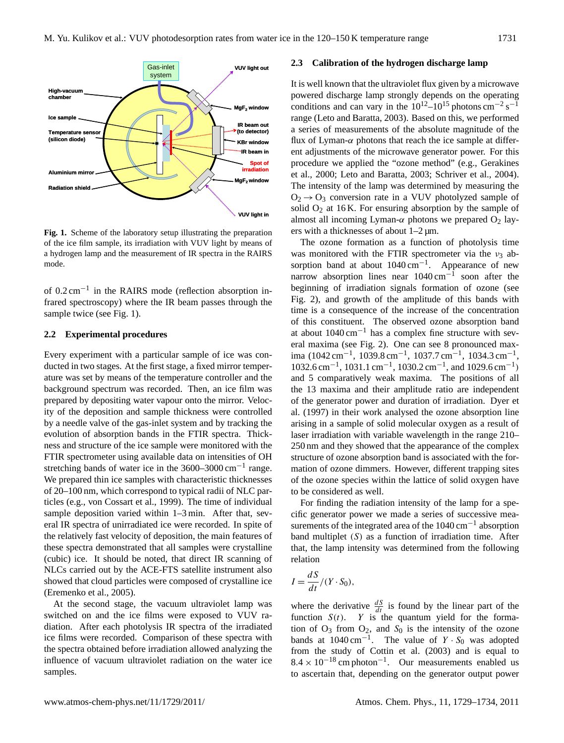**Fig. 1.** Scheme of the laboratory setup illustrating the preparation of the ice film sample, its irradiation with VUV light by means of a hydrogen lamp and the measurement of IR spectra in the RAIRS mode.

of 0.2 cm$^{-1}$ in the RAIRS mode (reflection absorption infrared spectroscopy) where the IR beam passes through the sample twice (see Fig. 1).

### 2.2 Experimental procedures

Every experiment with a particular sample of ice was conducted in two stages. At the first stage, a fixed mirror temperature was set by means of the temperature controller and the background spectrum was recorded. Then, an ice film was prepared by depositing water vapour onto the mirror. Velocity of the deposition and sample thickness were controlled by a needle valve of the gas-inlet system and by tracking the evolution of absorption bands in the FTIR spectra. Thickness and structure of the ice sample were monitored with the FTIR spectrometer using available data on intensities of OH stretching bands of water ice in the 3600–3000 cm$^{-1}$ range. We prepared thin ice samples with characteristic thicknesses of 20–100 nm, which correspond to typical radii of NLC particles (e.g., von Cossart et al., 1999). The time of individual sample deposition varied within 1–3 min. After that, several IR spectra of unirradiated ice were recorded. In spite of the relatively fast velocity of deposition, the main features of these spectra demonstrated that all samples were crystalline (cubic) ice. It should be noted, that direct IR scanning of NLCs carried out by the ACE-FTS satellite instrument also showed that cloud particles were composed of crystalline ice (Eremenko et al., 2005).

At the second stage, the vacuum ultraviolet lamp was switched on and the ice films were exposed to VUV radiation. After each photolysis IR spectra of the irradiated ice films were recorded. Comparison of these spectra with the spectra obtained before irradiation allowed analyzing the influence of vacuum ultraviolet radiation on the water ice samples.

### 2.3 Calibration of the hydrogen discharge lamp

It is well known that the ultraviolet flux given by a microwave powered discharge lamp strongly depends on the operating conditions and can vary in the $10^{12}$–$10^{15}$ photons cm$^{-2}$ s$^{-1}$ range (Leto and Baratta, 2003). Based on this, we performed a series of measurements of the absolute magnitude of the flux of Lyman-$\alpha$ photons that reach the ice sample at different adjustments of the microwave generator power. For this procedure we applied the "ozone method" (e.g., Gerakines et al., 2000; Leto and Baratta, 2003; Schriver et al., 2004). The intensity of the lamp was determined by measuring the $O_2 \rightarrow O_3$ conversion rate in a VUV photolyzed sample of solid $O_2$ at 16 K. For ensuring absorption by the sample of almost all incoming Lyman-$\alpha$ photons we prepared $O_2$ layers with a thicknesses of about 1–2 µm.

The ozone formation as a function of photolysis time was monitored with the FTIR spectrometer via the $\nu_3$ absorption band at about 1040 cm$^{-1}$. Appearance of new narrow absorption lines near 1040 cm$^{-1}$ soon after the beginning of irradiation signals formation of ozone (see Fig. 2), and growth of the amplitude of this bands with time is a consequence of the increase of the concentration of this constituent. The observed ozone absorption band at about 1040 cm$^{-1}$ has a complex fine structure with several maxima (see Fig. 2). One can see 8 pronounced maxima (1042 cm$^{-1}$, 1039.8 cm$^{-1}$, 1037.7 cm$^{-1}$, 1034.3 cm$^{-1}$, 1032.6 cm$^{-1}$, 1031.1 cm$^{-1}$, 1030.2 cm$^{-1}$, and 1029.6 cm$^{-1}$) and 5 comparatively weak maxima. The positions of all the 13 maxima and their amplitude ratio are independent of the generator power and duration of irradiation. Dyer et al. (1997) in their work analysed the ozone absorption line arising in a sample of solid molecular oxygen as a result of laser irradiation with variable wavelength in the range 210–250 nm and they showed that the appearance of the complex structure of ozone absorption band is associated with the formation of ozone dimmers. However, different trapping sites of the ozone species within the lattice of solid oxygen have to be considered as well.

For finding the radiation intensity of the lamp for a specific generator power we made a series of successive measurements of the integrated area of the 1040 cm$^{-1}$ absorption band multiplet ($S$) as a function of irradiation time. After that, the lamp intensity was determined from the following relation

$$I = \frac{dS}{dt} / (Y \cdot S_0),$$

where the derivative $\frac{dS}{dt}$ is found by the linear part of the function $S(t)$. $Y$ is the quantum yield for the formation of $O_3$ from $O_2$, and $S_0$ is the intensity of the ozone bands at 1040 cm$^{-1}$. The value of $Y \cdot S_0$ was adopted from the study of Cottin et al. (2003) and is equal to $8.4 \times 10^{-18}$ cm photon$^{-1}$. Our measurements enabled us to ascertain that, depending on the generator output power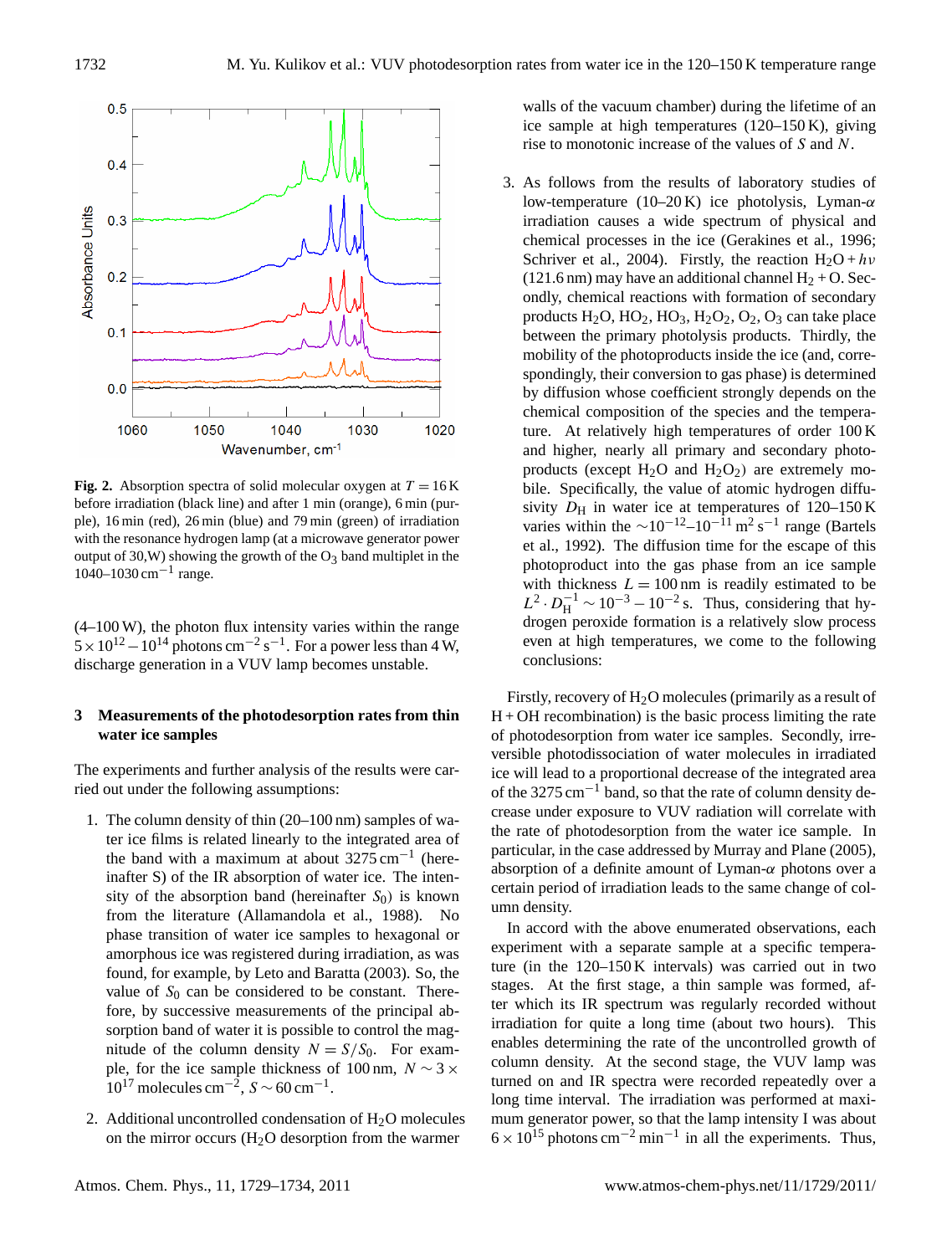Fig. 2. Absorption spectra of solid molecular oxygen at $T = 16$ K before irradiation (black line) and after 1 min (orange), 6 min (purple), 16 min (red), 26 min (blue) and 79 min (green) of irradiation with the resonance hydrogen lamp (at a microwave generator power output of 30,W) showing the growth of the $O_3$ band multiplet in the 1040–1030 $cm^{-1}$ range.

(4–100 W), the photon flux intensity varies within the range $5 \times 10^{12} - 10^{14}$ photons $cm^{-2}\,s^{-1}$. For a power less than 4 W, discharge generation in a VUV lamp becomes unstable.

## 3 Measurements of the photodesorption rates from thin water ice samples

The experiments and further analysis of the results were carried out under the following assumptions:

1. The column density of thin (20–100 nm) samples of water ice films is related linearly to the integrated area of the band with a maximum at about 3275 $cm^{-1}$ (hereinafter S) of the IR absorption of water ice. The intensity of the absorption band (hereinafter $S_0$) is known from the literature (Allamandola et al., 1988). No phase transition of water ice samples to hexagonal or amorphous ice was registered during irradiation, as was found, for example, by Leto and Baratta (2003). So, the value of $S_0$ can be considered to be constant. Therefore, by successive measurements of the principal absorption band of water it is possible to control the magnitude of the column density $N = S/S_0$. For example, for the ice sample thickness of 100 nm, $N \sim 3 \times 10^{17}$ molecules $cm^{-2}$, $S \sim 60\,cm^{-1}$.

2. Additional uncontrolled condensation of $H_2O$ molecules on the mirror occurs ($H_2O$ desorption from the warmer walls of the vacuum chamber) during the lifetime of an ice sample at high temperatures (120–150 K), giving rise to monotonic increase of the values of $S$ and $N$.

3. As follows from the results of laboratory studies of low-temperature (10–20 K) ice photolysis, Lyman-$\alpha$ irradiation causes a wide spectrum of physical and chemical processes in the ice (Gerakines et al., 1996; Schriver et al., 2004). Firstly, the reaction $H_2O + h\nu$ (121.6 nm) may have an additional channel $H_2 + O$. Secondly, chemical reactions with formation of secondary products $H_2O$, $HO_2$, $HO_3$, $H_2O_2$, $O_2$, $O_3$ can take place between the primary photolysis products. Thirdly, the mobility of the photoproducts inside the ice (and, correspondingly, their conversion to gas phase) is determined by diffusion whose coefficient strongly depends on the chemical composition of the species and the temperature. At relatively high temperatures of order 100 K and higher, nearly all primary and secondary photoproducts (except $H_2O$ and $H_2O_2$) are extremely mobile. Specifically, the value of atomic hydrogen diffusivity $D_H$ in water ice at temperatures of 120–150 K varies within the $\sim 10^{-12}$–$10^{-11}$ $m^2\,s^{-1}$ range (Bartels et al., 1992). The diffusion time for the escape of this photoproduct into the gas phase from an ice sample with thickness $L = 100$ nm is readily estimated to be $L^2 \cdot D_H^{-1} \sim 10^{-3} - 10^{-2}$ s. Thus, considering that hydrogen peroxide formation is a relatively slow process even at high temperatures, we come to the following conclusions:

Firstly, recovery of $H_2O$ molecules (primarily as a result of $H + OH$ recombination) is the basic process limiting the rate of photodesorption from water ice samples. Secondly, irreversible photodissociation of water molecules in irradiated ice will lead to a proportional decrease of the integrated area of the 3275 $cm^{-1}$ band, so that the rate of column density decrease under exposure to VUV radiation will correlate with the rate of photodesorption from the water ice sample. In particular, in the case addressed by Murray and Plane (2005), absorption of a definite amount of Lyman-$\alpha$ photons over a certain period of irradiation leads to the same change of column density.

In accord with the above enumerated observations, each experiment with a separate sample at a specific temperature (in the 120–150 K intervals) was carried out in two stages. At the first stage, a thin sample was formed, after which its IR spectrum was regularly recorded without irradiation for quite a long time (about two hours). This enables determining the rate of the uncontrolled growth of column density. At the second stage, the VUV lamp was turned on and IR spectra were recorded repeatedly over a long time interval. The irradiation was performed at maximum generator power, so that the lamp intensity I was about $6 \times 10^{15}$ photons $cm^{-2}\,min^{-1}$ in all the experiments. Thus,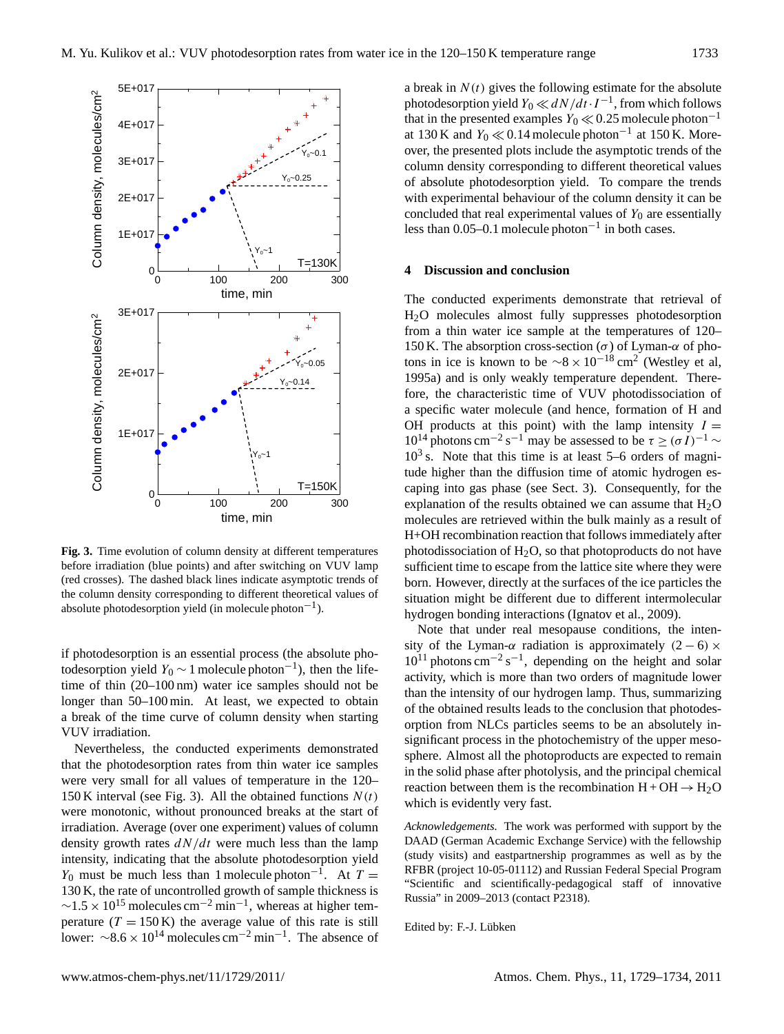**Fig. 3.** Time evolution of column density at different temperatures before irradiation (blue points) and after switching on VUV lamp (red crosses). The dashed black lines indicate asymptotic trends of the column density corresponding to different theoretical values of absolute photodesorption yield (in molecule photon$^{-1}$).

if photodesorption is an essential process (the absolute photodesorption yield $Y_0 \sim 1$ molecule photon$^{-1}$), then the lifetime of thin (20–100 nm) water ice samples should not be longer than 50–100 min. At least, we expected to obtain a break of the time curve of column density when starting VUV irradiation.

Nevertheless, the conducted experiments demonstrated that the photodesorption rates from thin water ice samples were very small for all values of temperature in the 120–150 K interval (see Fig. 3). All the obtained functions $N(t)$ were monotonic, without pronounced breaks at the start of irradiation. Average (over one experiment) values of column density growth rates $dN/dt$ were much less than the lamp intensity, indicating that the absolute photodesorption yield $Y_0$ must be much less than 1 molecule photon$^{-1}$. At $T = 130$ K, the rate of uncontrolled growth of sample thickness is $\sim 1.5 \times 10^{15}$ molecules cm$^{-2}$ min$^{-1}$, whereas at higher temperature ($T = 150$ K) the average value of this rate is still lower: $\sim 8.6 \times 10^{14}$ molecules cm$^{-2}$ min$^{-1}$. The absence of a break in $N(t)$ gives the following estimate for the absolute photodesorption yield $Y_0 \ll dN/dt \cdot I^{-1}$, from which follows that in the presented examples $Y_0 \ll 0.25$ molecule photon$^{-1}$ at 130 K and $Y_0 \ll 0.14$ molecule photon$^{-1}$ at 150 K. Moreover, the presented plots include the asymptotic trends of the column density corresponding to different theoretical values of absolute photodesorption yield. To compare the trends with experimental behaviour of the column density it can be concluded that real experimental values of $Y_0$ are essentially less than 0.05–0.1 molecule photon$^{-1}$ in both cases.

## 4 Discussion and conclusion

The conducted experiments demonstrate that retrieval of $H_2O$ molecules almost fully suppresses photodesorption from a thin water ice sample at the temperatures of 120–150 K. The absorption cross-section ($\sigma$) of Lyman-$\alpha$ of photons in ice is known to be $\sim 8 \times 10^{-18}$ cm$^2$ (Westley et al, 1995a) and is only weakly temperature dependent. Therefore, the characteristic time of VUV photodissociation of a specific water molecule (and hence, formation of H and OH products at this point) with the lamp intensity $I = 10^{14}$ photons cm$^{-2}$ s$^{-1}$ may be assessed to be $\tau \geq (\sigma I)^{-1} \sim 10^3$ s. Note that this time is at least 5–6 orders of magnitude higher than the diffusion time of atomic hydrogen escaping into gas phase (see Sect. 3). Consequently, for the explanation of the results obtained we can assume that $H_2O$ molecules are retrieved within the bulk mainly as a result of H+OH recombination reaction that follows immediately after photodissociation of $H_2O$, so that photoproducts do not have sufficient time to escape from the lattice site where they were born. However, directly at the surfaces of the ice particles the situation might be different due to different intermolecular hydrogen bonding interactions (Ignatov et al., 2009).

Note that under real mesopause conditions, the intensity of the Lyman-$\alpha$ radiation is approximately $(2-6) \times 10^{11}$ photons cm$^{-2}$ s$^{-1}$, depending on the height and solar activity, which is more than two orders of magnitude lower than the intensity of our hydrogen lamp. Thus, summarizing of the obtained results leads to the conclusion that photodesorption from NLCs particles seems to be an absolutely insignificant process in the photochemistry of the upper mesosphere. Almost all the photoproducts are expected to remain in the solid phase after photolysis, and the principal chemical reaction between them is the recombination $H + OH \rightarrow H_2O$ which is evidently very fast.

*Acknowledgements.* The work was performed with support by the DAAD (German Academic Exchange Service) with the fellowship (study visits) and eastpartnership programmes as well as by the RFBR (project 10-05-01112) and Russian Federal Special Program "Scientific and scientifically-pedagogical staff of innovative Russia" in 2009–2013 (contact P2318).

Edited by: F.-J. Lübken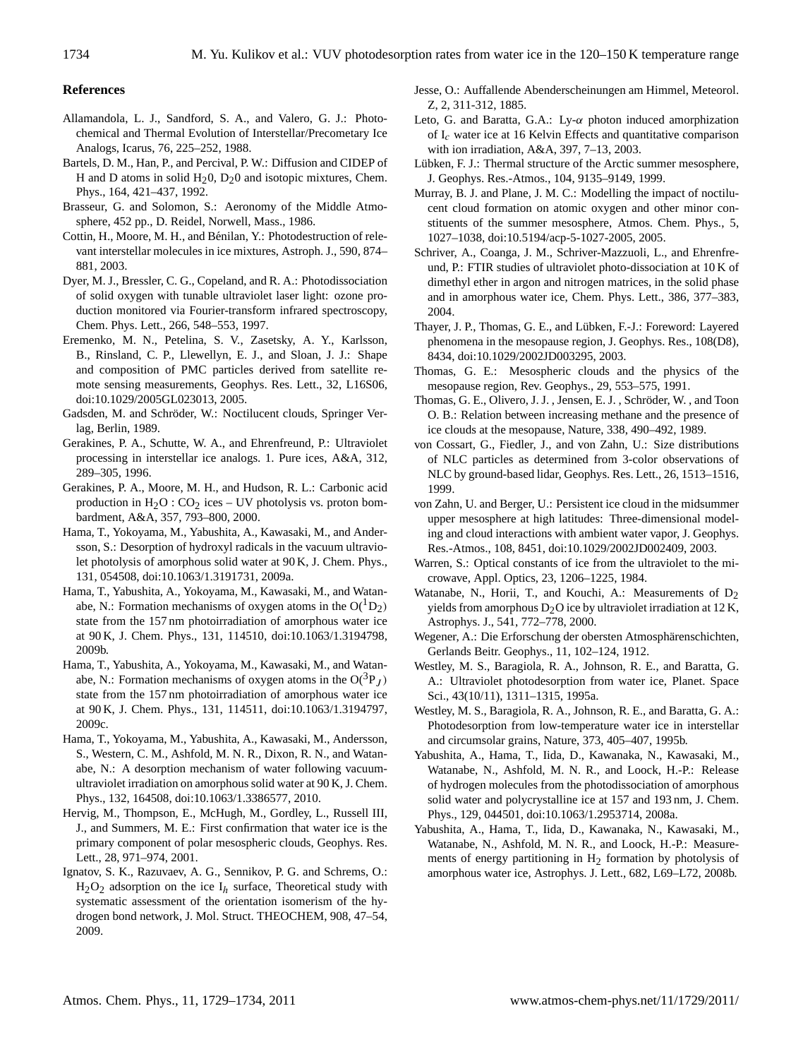## References

Allamandola, L. J., Sandford, S. A., and Valero, G. J.: Photochemical and Thermal Evolution of Interstellar/Precometary Ice Analogs, Icarus, 76, 225–252, 1988.

Bartels, D. M., Han, P., and Percival, P. W.: Diffusion and CIDEP of H and D atoms in solid $H_20$, $D_20$ and isotopic mixtures, Chem. Phys., 164, 421–437, 1992.

Brasseur, G. and Solomon, S.: Aeronomy of the Middle Atmosphere, 452 pp., D. Reidel, Norwell, Mass., 1986.

Cottin, H., Moore, M. H., and Bénilan, Y.: Photodestruction of relevant interstellar molecules in ice mixtures, Astroph. J., 590, 874–881, 2003.

Dyer, M. J., Bressler, C. G., Copeland, and R. A.: Photodissociation of solid oxygen with tunable ultraviolet laser light: ozone production monitored via Fourier-transform infrared spectroscopy, Chem. Phys. Lett., 266, 548–553, 1997.

Eremenko, M. N., Petelina, S. V., Zasetsky, A. Y., Karlsson, B., Rinsland, C. P., Llewellyn, E. J., and Sloan, J. J.: Shape and composition of PMC particles derived from satellite remote sensing measurements, Geophys. Res. Lett., 32, L16S06, doi:10.1029/2005GL023013, 2005.

Gadsden, M. and Schröder, W.: Noctilucent clouds, Springer Verlag, Berlin, 1989.

Gerakines, P. A., Schutte, W. A., and Ehrenfreund, P.: Ultraviolet processing in interstellar ice analogs. 1. Pure ices, A&A, 312, 289–305, 1996.

Gerakines, P. A., Moore, M. H., and Hudson, R. L.: Carbonic acid production in $H_2O$ : $CO_2$ ices – UV photolysis vs. proton bombardment, A&A, 357, 793–800, 2000.

Hama, T., Yokoyama, M., Yabushita, A., Kawasaki, M., and Andersson, S.: Desorption of hydroxyl radicals in the vacuum ultraviolet photolysis of amorphous solid water at 90 K, J. Chem. Phys., 131, 054508, doi:10.1063/1.3191731, 2009a.

Hama, T., Yabushita, A., Yokoyama, M., Kawasaki, M., and Watanabe, N.: Formation mechanisms of oxygen atoms in the $O(^1D_2)$ state from the 157 nm photoirradiation of amorphous water ice at 90 K, J. Chem. Phys., 131, 114510, doi:10.1063/1.3194798, 2009b.

Hama, T., Yabushita, A., Yokoyama, M., Kawasaki, M., and Watanabe, N.: Formation mechanisms of oxygen atoms in the $O(^3P_J)$ state from the 157 nm photoirradiation of amorphous water ice at 90 K, J. Chem. Phys., 131, 114511, doi:10.1063/1.3194797, 2009c.

Hama, T., Yokoyama, M., Yabushita, A., Kawasaki, M., Andersson, S., Western, C. M., Ashfold, M. N. R., Dixon, R. N., and Watanabe, N.: A desorption mechanism of water following vacuum-ultraviolet irradiation on amorphous solid water at 90 K, J. Chem. Phys., 132, 164508, doi:10.1063/1.3386577, 2010.

Hervig, M., Thompson, E., McHugh, M., Gordley, L., Russell III, J., and Summers, M. E.: First confirmation that water ice is the primary component of polar mesospheric clouds, Geophys. Res. Lett., 28, 971–974, 2001.

Ignatov, S. K., Razuvaev, A. G., Sennikov, P. G. and Schrems, O.: $H_2O_2$ adsorption on the ice $I_h$ surface, Theoretical study with systematic assessment of the orientation isomerism of the hydrogen bond network, J. Mol. Struct. THEOCHEM, 908, 47–54, 2009.

Jesse, O.: Auffallende Abenderscheinungen am Himmel, Meteorol. Z, 2, 311-312, 1885.

Leto, G. and Baratta, G.A.: Ly-$\alpha$ photon induced amorphization of $I_c$ water ice at 16 Kelvin Effects and quantitative comparison with ion irradiation, A&A, 397, 7–13, 2003.

Lübken, F. J.: Thermal structure of the Arctic summer mesosphere, J. Geophys. Res.-Atmos., 104, 9135–9149, 1999.

Murray, B. J. and Plane, J. M. C.: Modelling the impact of noctilucent cloud formation on atomic oxygen and other minor constituents of the summer mesosphere, Atmos. Chem. Phys., 5, 1027–1038, doi:10.5194/acp-5-1027-2005, 2005.

Schriver, A., Coanga, J. M., Schriver-Mazzuoli, L., and Ehrenfreund, P.: FTIR studies of ultraviolet photo-dissociation at 10 K of dimethyl ether in argon and nitrogen matrices, in the solid phase and in amorphous water ice, Chem. Phys. Lett., 386, 377–383, 2004.

Thayer, J. P., Thomas, G. E., and Lübken, F.-J.: Foreword: Layered phenomena in the mesopause region, J. Geophys. Res., 108(D8), 8434, doi:10.1029/2002JD003295, 2003.

Thomas, G. E.: Mesospheric clouds and the physics of the mesopause region, Rev. Geophys., 29, 553–575, 1991.

Thomas, G. E., Olivero, J. J. , Jensen, E. J. , Schröder, W. , and Toon O. B.: Relation between increasing methane and the presence of ice clouds at the mesopause, Nature, 338, 490–492, 1989.

von Cossart, G., Fiedler, J., and von Zahn, U.: Size distributions of NLC particles as determined from 3-color observations of NLC by ground-based lidar, Geophys. Res. Lett., 26, 1513–1516, 1999.

von Zahn, U. and Berger, U.: Persistent ice cloud in the midsummer upper mesosphere at high latitudes: Three-dimensional modeling and cloud interactions with ambient water vapor, J. Geophys. Res.-Atmos., 108, 8451, doi:10.1029/2002JD002409, 2003.

Warren, S.: Optical constants of ice from the ultraviolet to the microwave, Appl. Optics, 23, 1206–1225, 1984.

Watanabe, N., Horii, T., and Kouchi, A.: Measurements of $D_2$ yields from amorphous $D_2O$ ice by ultraviolet irradiation at 12 K, Astrophys. J., 541, 772–778, 2000.

Wegener, A.: Die Erforschung der obersten Atmosphärenschichten, Gerlands Beitr. Geophys., 11, 102–124, 1912.

Westley, M. S., Baragiola, R. A., Johnson, R. E., and Baratta, G. A.: Ultraviolet photodesorption from water ice, Planet. Space Sci., 43(10/11), 1311–1315, 1995a.

Westley, M. S., Baragiola, R. A., Johnson, R. E., and Baratta, G. A.: Photodesorption from low-temperature water ice in interstellar and circumsolar grains, Nature, 373, 405–407, 1995b.

Yabushita, A., Hama, T., Iida, D., Kawanaka, N., Kawasaki, M., Watanabe, N., Ashfold, M. N. R., and Loock, H.-P.: Release of hydrogen molecules from the photodissociation of amorphous solid water and polycrystalline ice at 157 and 193 nm, J. Chem. Phys., 129, 044501, doi:10.1063/1.2953714, 2008a.

Yabushita, A., Hama, T., Iida, D., Kawanaka, N., Kawasaki, M., Watanabe, N., Ashfold, M. N. R., and Loock, H.-P.: Measurements of energy partitioning in $H_2$ formation by photolysis of amorphous water ice, Astrophys. J. Lett., 682, L69–L72, 2008b.